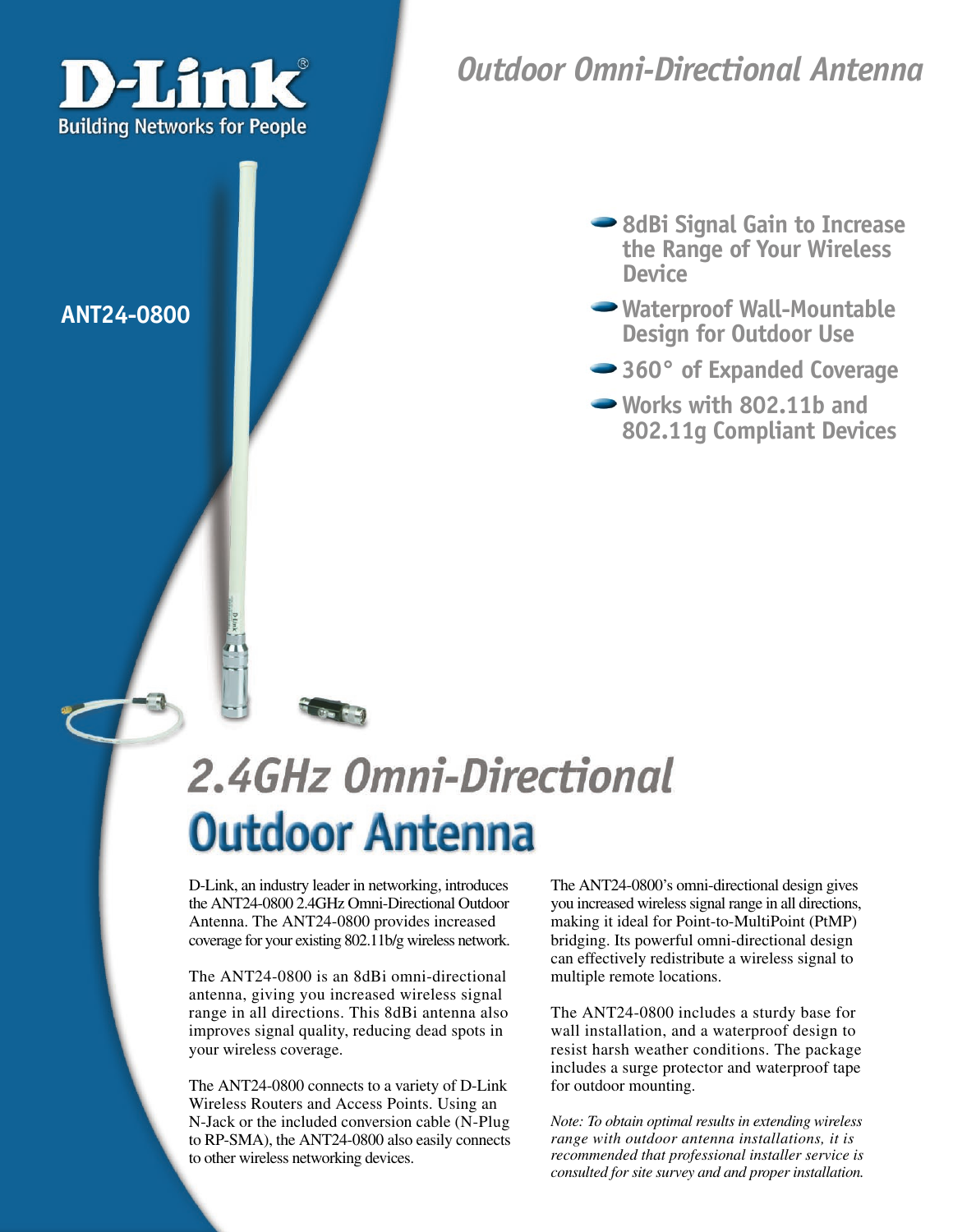D-Link®
Building Networks for People

# Outdoor Omni-Directional Antenna

**ANT24-0800**

- **8dBi Signal Gain to Increase the Range of Your Wireless Device**
- **Waterproof Wall-Mountable Design for Outdoor Use**
- **360° of Expanded Coverage**
- **Works with 802.11b and 802.11g Compliant Devices**

# 2.4GHz Omni-Directional Outdoor Antenna

D-Link, an industry leader in networking, introduces the ANT24-0800 2.4GHz Omni-Directional Outdoor Antenna. The ANT24-0800 provides increased coverage for your existing 802.11b/g wireless network.

The ANT24-0800 is an 8dBi omni-directional antenna, giving you increased wireless signal range in all directions. This 8dBi antenna also improves signal quality, reducing dead spots in your wireless coverage.

The ANT24-0800 connects to a variety of D-Link Wireless Routers and Access Points. Using an N-Jack or the included conversion cable (N-Plug to RP-SMA), the ANT24-0800 also easily connects to other wireless networking devices.

The ANT24-0800's omni-directional design gives you increased wireless signal range in all directions, making it ideal for Point-to-MultiPoint (PtMP) bridging. Its powerful omni-directional design can effectively redistribute a wireless signal to multiple remote locations.

The ANT24-0800 includes a sturdy base for wall installation, and a waterproof design to resist harsh weather conditions. The package includes a surge protector and waterproof tape for outdoor mounting.

*Note: To obtain optimal results in extending wireless range with outdoor antenna installations, it is recommended that professional installer service is consulted for site survey and and proper installation.*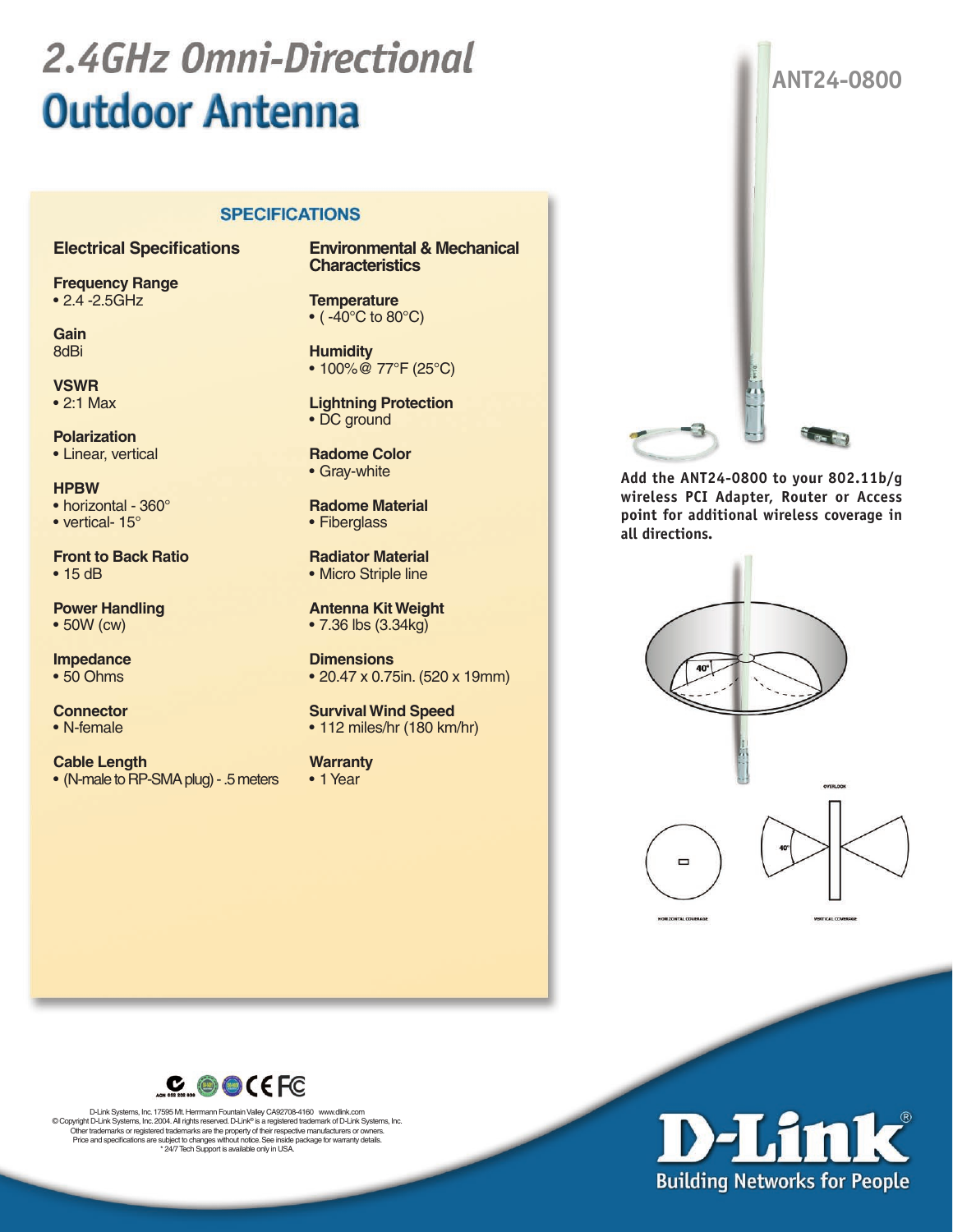# 2.4GHz Omni-Directional Outdoor Antenna

## ANT24-0800

### SPECIFICATIONS

#### Electrical Specifications

**Frequency Range**
- 2.4 -2.5GHz

**Gain**
8dBi

**VSWR**
- 2:1 Max

**Polarization**
- Linear, vertical

**HPBW**
- horizontal - 360°
- vertical- 15°

**Front to Back Ratio**
- 15 dB

**Power Handling**
- 50W (cw)

**Impedance**
- 50 Ohms

**Connector**
- N-female

**Cable Length**
- (N-male to RP-SMA plug) - .5 meters

#### Environmental & Mechanical Characteristics

**Temperature**
- ( -40°C to 80°C)

**Humidity**
- 100% @ 77°F (25°C)

**Lightning Protection**
- DC ground

**Radome Color**
- Gray-white

**Radome Material**
- Fiberglass

**Radiator Material**
- Micro Stripe line

**Antenna Kit Weight**
- 7.36 lbs (3.34kg)

**Dimensions**
- 20.47 x 0.75in. (520 x 19mm)

**Survival Wind Speed**
- 112 miles/hr (180 km/hr)

**Warranty**
- 1 Year

**Add the ANT24-0800 to your 802.11b/g wireless PCI Adapter, Router or Access point for additional wireless coverage in all directions.**

40°

OVERLOOK

40°

HORIZONTAL COVERAGE

VERTICAL COVERAGE

D-Link Systems, Inc. 17595 Mt. Herrmann Fountain Valley CA92708-4160 www.dlink.com
© Copyright D-Link Systems, Inc. 2004. All rights reserved. D-Link® is a registered trademark of D-Link Systems, Inc.
Other trademarks or registered trademarks are the property of their respective manufacturers or owners.
Price and specifications are subject to changes without notice. See inside package for warranty details.
* 24/7 Tech Support is available only in USA.

D-Link®
Building Networks for People